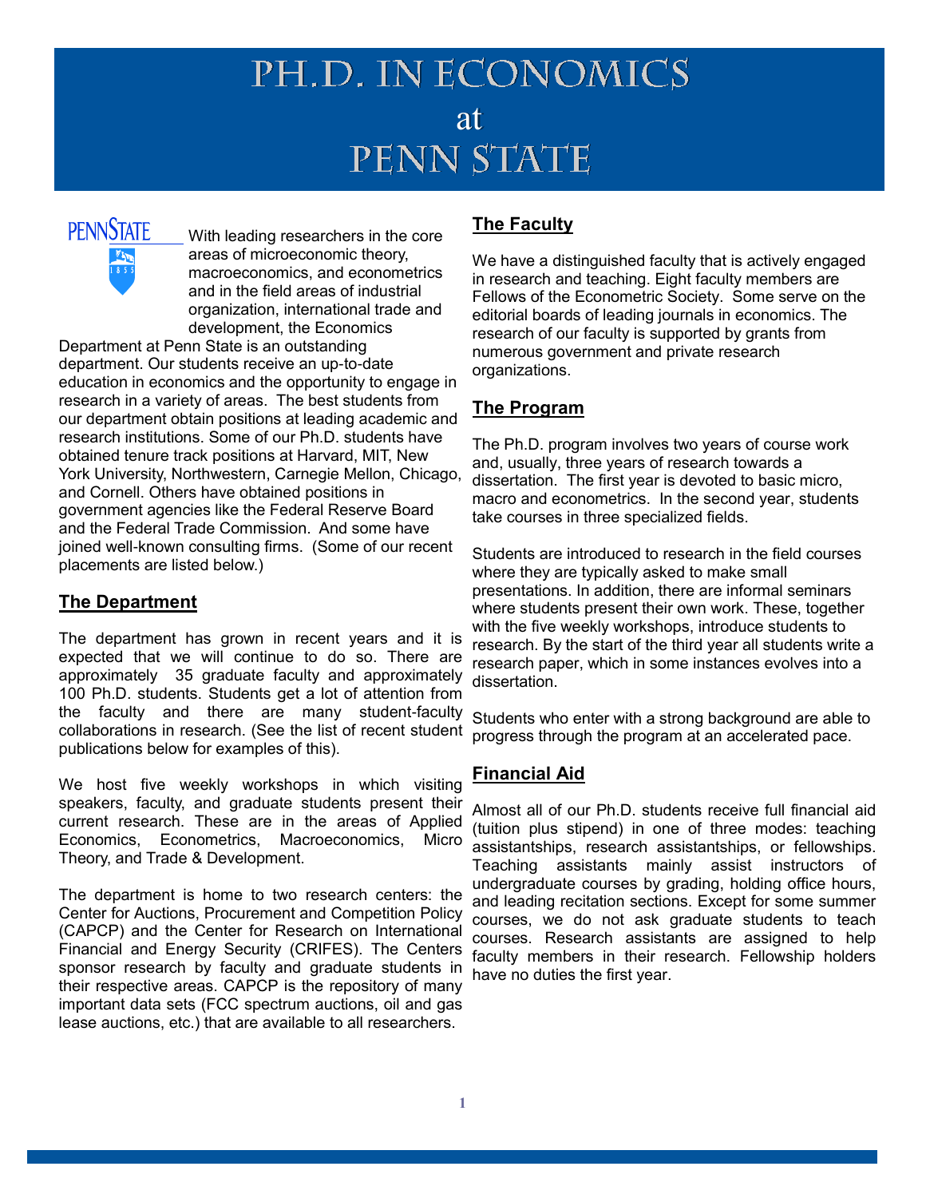# PH.D. IN ECONOMICS at PENN STATE

With leading researchers in the core areas of microeconomic theory, macroeconomics, and econometrics and in the field areas of industrial organization, international trade and development, the Economics Department at Penn State is an outstanding department. Our students receive an up-to-date education in economics and the opportunity to engage in research in a variety of areas. The best students from our department obtain positions at leading academic and research institutions. Some of our Ph.D. students have obtained tenure track positions at Harvard, MIT, New York University, Northwestern, Carnegie Mellon, Chicago, and Cornell. Others have obtained positions in government agencies like the Federal Reserve Board and the Federal Trade Commission. And some have joined well-known consulting firms. (Some of our recent placements are listed below.)

## The Department

The department has grown in recent years and it is expected that we will continue to do so. There are approximately 35 graduate faculty and approximately 100 Ph.D. students. Students get a lot of attention from the faculty and there are many student-faculty collaborations in research. (See the list of recent student publications below for examples of this).

We host five weekly workshops in which visiting speakers, faculty, and graduate students present their current research. These are in the areas of Applied Economics, Econometrics, Macroeconomics, Micro Theory, and Trade & Development.

The department is home to two research centers: the Center for Auctions, Procurement and Competition Policy (CAPCP) and the Center for Research on International Financial and Energy Security (CRIFES). The Centers sponsor research by faculty and graduate students in their respective areas. CAPCP is the repository of many important data sets (FCC spectrum auctions, oil and gas lease auctions, etc.) that are available to all researchers.

## The Faculty

We have a distinguished faculty that is actively engaged in research and teaching. Eight faculty members are Fellows of the Econometric Society. Some serve on the editorial boards of leading journals in economics. The research of our faculty is supported by grants from numerous government and private research organizations.

## The Program

The Ph.D. program involves two years of course work and, usually, three years of research towards a dissertation. The first year is devoted to basic micro, macro and econometrics. In the second year, students take courses in three specialized fields.

Students are introduced to research in the field courses where they are typically asked to make small presentations. In addition, there are informal seminars where students present their own work. These, together with the five weekly workshops, introduce students to research. By the start of the third year all students write a research paper, which in some instances evolves into a dissertation.

Students who enter with a strong background are able to progress through the program at an accelerated pace.

## Financial Aid

Almost all of our Ph.D. students receive full financial aid (tuition plus stipend) in one of three modes: teaching assistantships, research assistantships, or fellowships. Teaching assistants mainly assist instructors of undergraduate courses by grading, holding office hours, and leading recitation sections. Except for some summer courses, we do not ask graduate students to teach courses. Research assistants are assigned to help faculty members in their research. Fellowship holders have no duties the first year.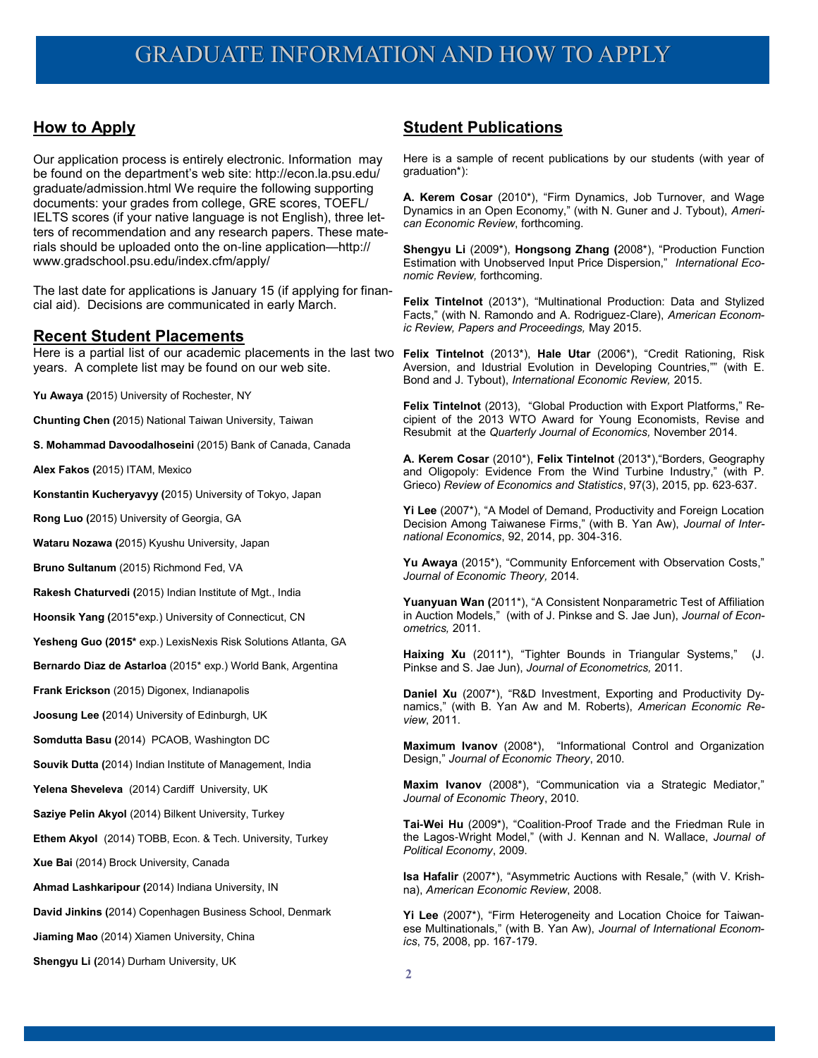# GRADUATE INFORMATION AND HOW TO APPLY

## How to Apply

Our application process is entirely electronic. Information may be found on the department's web site: http://econ.la.psu.edu/graduate/admission.html We require the following supporting documents: your grades from college, GRE scores, TOEFL/IELTS scores (if your native language is not English), three letters of recommendation and any research papers. These materials should be uploaded onto the on-line application—http://www.gradschool.psu.edu/index.cfm/apply/

The last date for applications is January 15 (if applying for financial aid). Decisions are communicated in early March.

## Recent Student Placements

Here is a partial list of our academic placements in the last two years. A complete list may be found on our web site.

**Yu Awaya (**2015) University of Rochester, NY

**Chunting Chen (**2015) National Taiwan University, Taiwan

**S. Mohammad Davoodalhoseini** (2015) Bank of Canada, Canada

**Alex Fakos (**2015) ITAM, Mexico

**Konstantin Kucheryavyy (**2015) University of Tokyo, Japan

**Rong Luo (**2015) University of Georgia, GA

**Wataru Nozawa (**2015) Kyushu University, Japan

**Bruno Sultanum** (2015) Richmond Fed, VA

**Rakesh Chaturvedi (**2015) Indian Institute of Mgt., India

**Hoonsik Yang (**2015*exp.) University of Connecticut, CN

**Yesheng Guo (2015*** exp.) LexisNexis Risk Solutions Atlanta, GA

**Bernardo Diaz de Astarloa** (2015* exp.) World Bank, Argentina

**Frank Erickson** (2015) Digonex, Indianapolis

**Joosung Lee (**2014) University of Edinburgh, UK

**Somdutta Basu (**2014) PCAOB, Washington DC

**Souvik Dutta (**2014) Indian Institute of Management, India

**Yelena Sheveleva** (2014) Cardiff University, UK

**Saziye Pelin Akyol** (2014) Bilkent University, Turkey

**Ethem Akyol** (2014) TOBB, Econ. & Tech. University, Turkey

**Xue Bai** (2014) Brock University, Canada

**Ahmad Lashkaripour (**2014) Indiana University, IN

**David Jinkins (**2014) Copenhagen Business School, Denmark

**Jiaming Mao** (2014) Xiamen University, China

**Shengyu Li (**2014) Durham University, UK

## Student Publications

Here is a sample of recent publications by our students (with year of graduation*):

**A. Kerem Cosar** (2010*), "Firm Dynamics, Job Turnover, and Wage Dynamics in an Open Economy," (with N. Guner and J. Tybout), *American Economic Review*, forthcoming.

**Shengyu Li** (2009*), **Hongsong Zhang (**2008*), "Production Function Estimation with Unobserved Input Price Dispersion," *International Economic Review,* forthcoming.

**Felix Tintelnot** (2013*), "Multinational Production: Data and Stylized Facts," (with N. Ramondo and A. Rodriguez-Clare), *American Economic Review, Papers and Proceedings,* May 2015.

**Felix Tintelnot** (2013*), **Hale Utar** (2006*), "Credit Rationing, Risk Aversion, and Idustrial Evolution in Developing Countries,"" (with E. Bond and J. Tybout), *International Economic Review,* 2015.

**Felix Tintelnot** (2013), "Global Production with Export Platforms," Recipient of the 2013 WTO Award for Young Economists, Revise and Resubmit at the *Quarterly Journal of Economics,* November 2014.

**A. Kerem Cosar** (2010*), **Felix Tintelnot** (2013*),"Borders, Geography and Oligopoly: Evidence From the Wind Turbine Industry," (with P. Grieco) *Review of Economics and Statistics*, 97(3), 2015, pp. 623-637.

**Yi Lee** (2007*), "A Model of Demand, Productivity and Foreign Location Decision Among Taiwanese Firms," (with B. Yan Aw), *Journal of International Economics*, 92, 2014, pp. 304-316.

**Yu Awaya** (2015*), "Community Enforcement with Observation Costs," *Journal of Economic Theory,* 2014.

**Yuanyuan Wan (**2011*), "A Consistent Nonparametric Test of Affiliation in Auction Models," (with of J. Pinkse and S. Jae Jun), *Journal of Econometrics,* 2011.

**Haixing Xu** (2011*), "Tighter Bounds in Triangular Systems," (J. Pinkse and S. Jae Jun), *Journal of Econometrics,* 2011.

**Daniel Xu** (2007*), "R&D Investment, Exporting and Productivity Dynamics," (with B. Yan Aw and M. Roberts), *American Economic Review*, 2011.

**Maximum Ivanov** (2008*), "Informational Control and Organization Design," *Journal of Economic Theory*, 2010.

**Maxim Ivanov** (2008*), "Communication via a Strategic Mediator," *Journal of Economic Theory*, 2010.

**Tai-Wei Hu** (2009*), "Coalition-Proof Trade and the Friedman Rule in the Lagos-Wright Model," (with J. Kennan and N. Wallace, *Journal of Political Economy*, 2009.

**Isa Hafalir** (2007*), "Asymmetric Auctions with Resale," (with V. Krishna), *American Economic Review*, 2008.

**Yi Lee** (2007*), "Firm Heterogeneity and Location Choice for Taiwanese Multinationals," (with B. Yan Aw), *Journal of International Economics*, 75, 2008, pp. 167-179.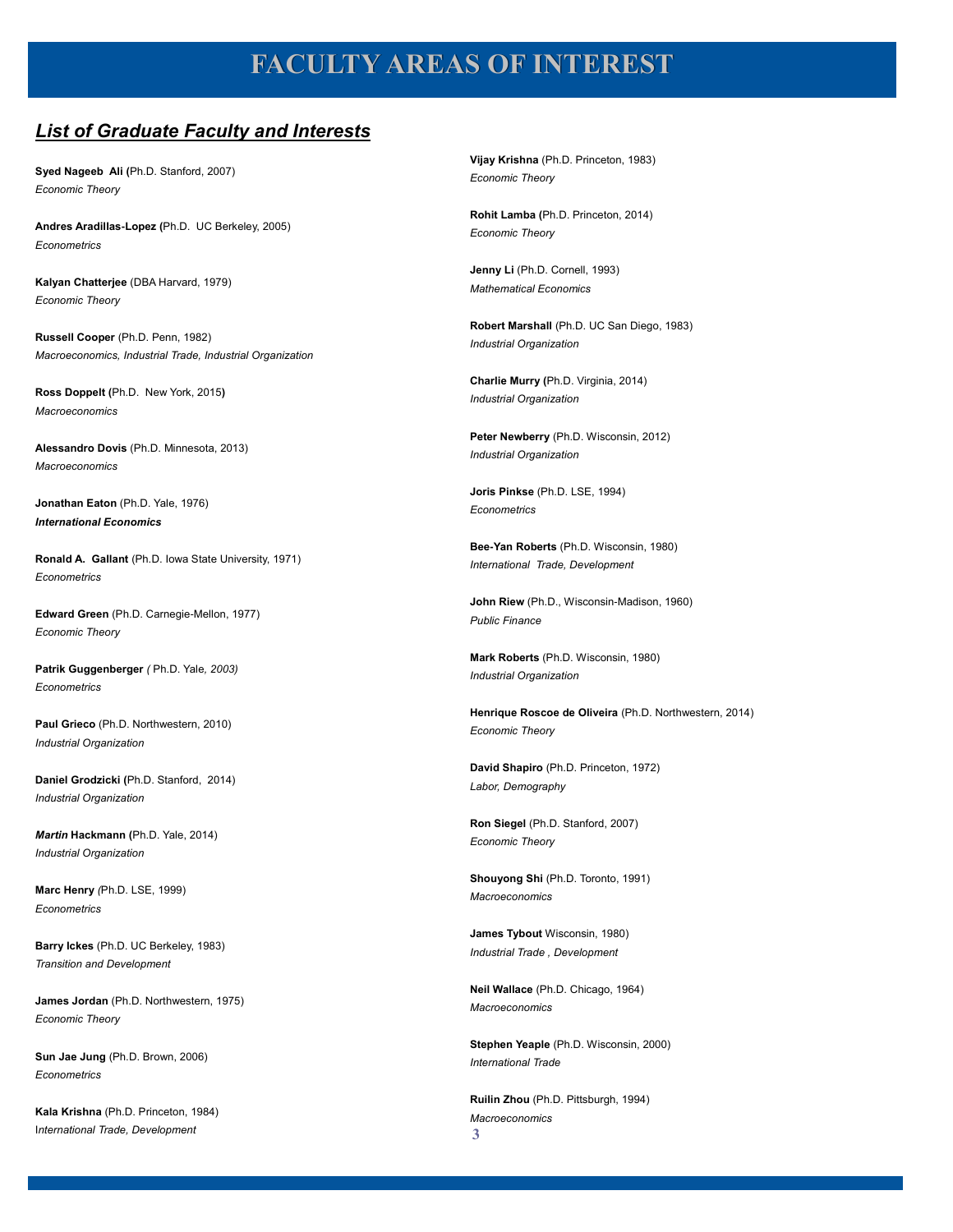# FACULTY AREAS OF INTEREST

## *List of Graduate Faculty and Interests*

**Syed Nageeb Ali (**Ph.D. Stanford, 2007)
*Economic Theory*

**Andres Aradillas-Lopez (**Ph.D. UC Berkeley, 2005)
*Econometrics*

**Kalyan Chatterjee** (DBA Harvard, 1979)
*Economic Theory*

**Russell Cooper** (Ph.D. Penn, 1982)
*Macroeconomics, Industrial Trade, Industrial Organization*

**Ross Doppelt (**Ph.D. New York, 2015**)**
*Macroeconomics*

**Alessandro Dovis** (Ph.D. Minnesota, 2013)
*Macroeconomics*

**Jonathan Eaton** (Ph.D. Yale, 1976)
***International Economics***

**Ronald A. Gallant** (Ph.D. Iowa State University, 1971)
*Econometrics*

**Edward Green** (Ph.D. Carnegie-Mellon, 1977)
*Economic Theory*

**Patrik Guggenberger** *(* Ph.D. Yale*, 2003)*
*Econometrics*

**Paul Grieco** (Ph.D. Northwestern, 2010)
*Industrial Organization*

**Daniel Grodzicki (**Ph.D. Stanford, 2014)
*Industrial Organization*

***Martin* Hackmann (**Ph.D. Yale, 2014)
*Industrial Organization*

**Marc Henry** *(*Ph.D. LSE, 1999)
*Econometrics*

**Barry Ickes** (Ph.D. UC Berkeley, 1983)
*Transition and Development*

**James Jordan** (Ph.D. Northwestern, 1975)
*Economic Theory*

**Sun Jae Jung** (Ph.D. Brown, 2006)
*Econometrics*

**Kala Krishna** (Ph.D. Princeton, 1984)
*International Trade, Development*

**Vijay Krishna** (Ph.D. Princeton, 1983)
*Economic Theory*

**Rohit Lamba (**Ph.D. Princeton, 2014)
*Economic Theory*

**Jenny Li** (Ph.D. Cornell, 1993)
*Mathematical Economics*

**Robert Marshall** (Ph.D. UC San Diego, 1983)
*Industrial Organization*

**Charlie Murry (**Ph.D. Virginia, 2014)
*Industrial Organization*

**Peter Newberry** (Ph.D. Wisconsin, 2012)
*Industrial Organization*

**Joris Pinkse** (Ph.D. LSE, 1994)
*Econometrics*

**Bee-Yan Roberts** (Ph.D. Wisconsin, 1980)
*International Trade, Development*

**John Riew** (Ph.D., Wisconsin-Madison, 1960)
*Public Finance*

**Mark Roberts** (Ph.D. Wisconsin, 1980)
*Industrial Organization*

**Henrique Roscoe de Oliveira** (Ph.D. Northwestern, 2014)
*Economic Theory*

**David Shapiro** (Ph.D. Princeton, 1972)
*Labor, Demography*

**Ron Siegel** (Ph.D. Stanford, 2007)
*Economic Theory*

**Shouyong Shi** (Ph.D. Toronto, 1991)
*Macroeconomics*

**James Tybout** Wisconsin, 1980)
*Industrial Trade , Development*

**Neil Wallace** (Ph.D. Chicago, 1964)
*Macroeconomics*

**Stephen Yeaple** (Ph.D. Wisconsin, 2000)
*International Trade*

**Ruilin Zhou** (Ph.D. Pittsburgh, 1994)
*Macroeconomics*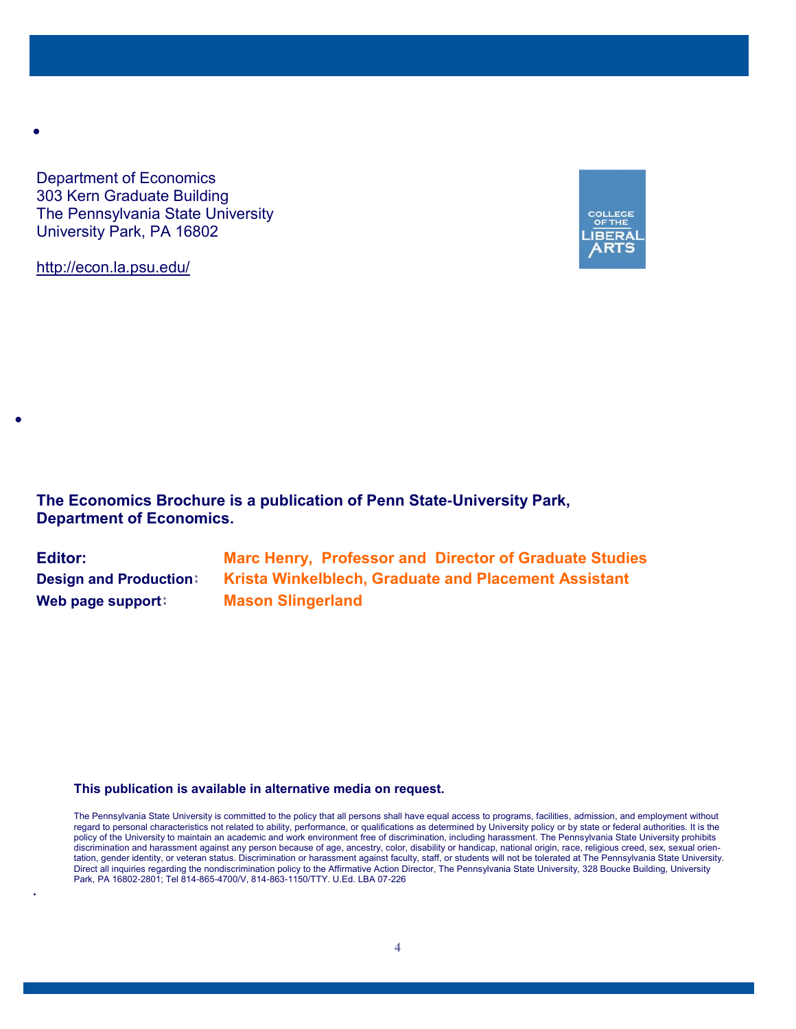Department of Economics
303 Kern Graduate Building
The Pennsylvania State University
University Park, PA 16802

http://econ.la.psu.edu/

COLLEGE OF THE LIBERAL ARTS

**The Economics Brochure is a publication of Penn State-University Park, Department of Economics.**

| | |
|---|---|
| **Editor:** | **Marc Henry, Professor and Director of Graduate Studies** |
| **Design and Production:** | **Krista Winkelblech, Graduate and Placement Assistant** |
| **Web page support:** | **Mason Slingerland** |

**This publication is available in alternative media on request.**

The Pennsylvania State University is committed to the policy that all persons shall have equal access to programs, facilities, admission, and employment without regard to personal characteristics not related to ability, performance, or qualifications as determined by University policy or by state or federal authorities. It is the policy of the University to maintain an academic and work environment free of discrimination, including harassment. The Pennsylvania State University prohibits discrimination and harassment against any person because of age, ancestry, color, disability or handicap, national origin, race, religious creed, sex, sexual orientation, gender identity, or veteran status. Discrimination or harassment against faculty, staff, or students will not be tolerated at The Pennsylvania State University. Direct all inquiries regarding the nondiscrimination policy to the Affirmative Action Director, The Pennsylvania State University, 328 Boucke Building, University Park, PA 16802-2801; Tel 814-865-4700/V, 814-863-1150/TTY. U.Ed. LBA 07-226